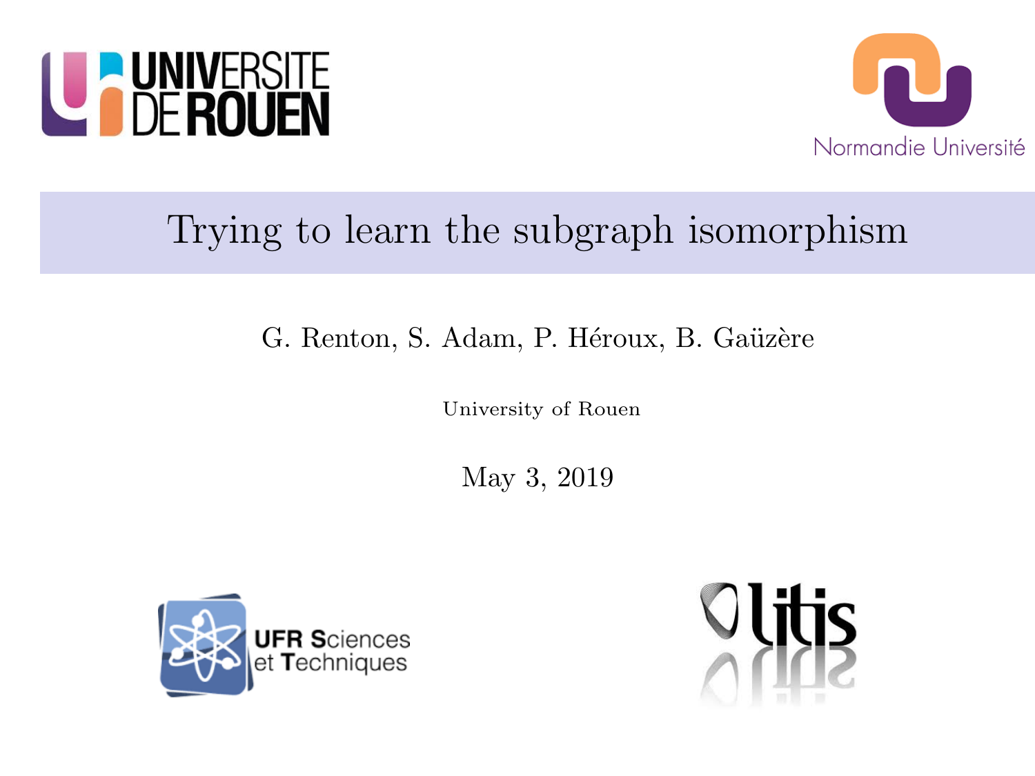# Trying to learn the subgraph isomorphism

G. Renton, S. Adam, P. Héroux, B. Gaüzère

University of Rouen

May 3, 2019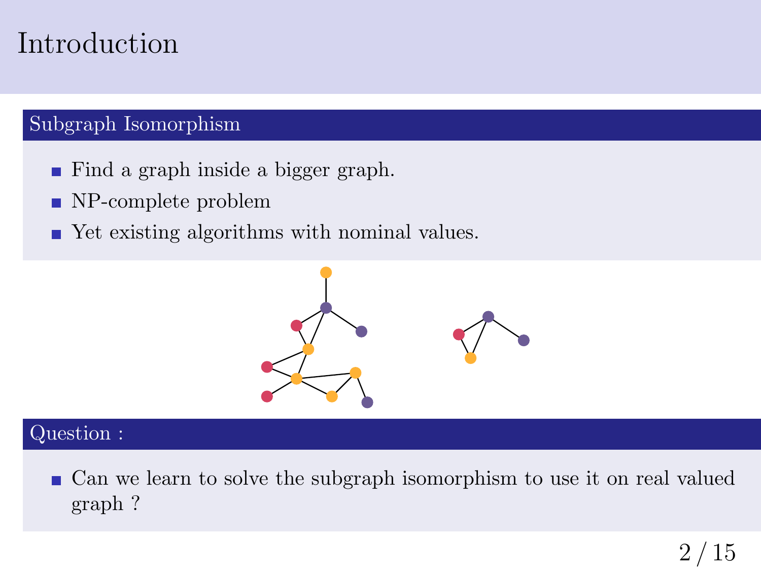# Introduction

## Subgraph Isomorphism

- Find a graph inside a bigger graph.
- NP-complete problem
- Yet existing algorithms with nominal values.

## Question :

- Can we learn to solve the subgraph isomorphism to use it on real valued graph ?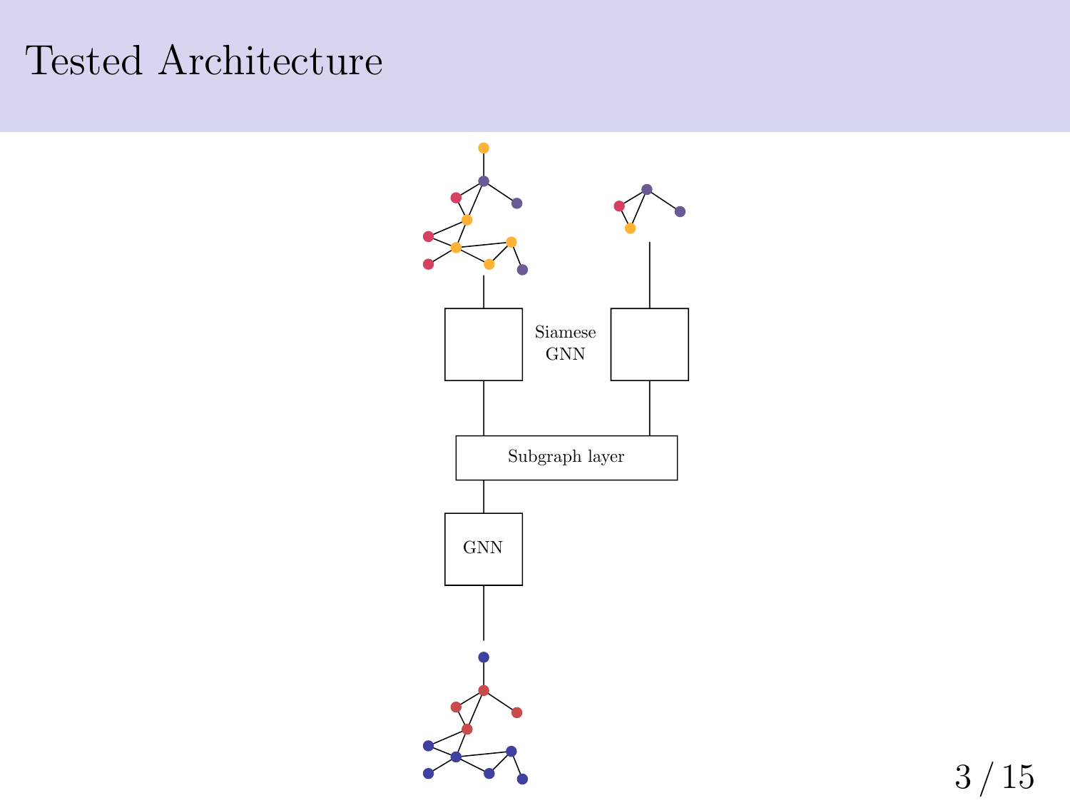# Tested Architecture

Siamese GNN

Subgraph layer

GNN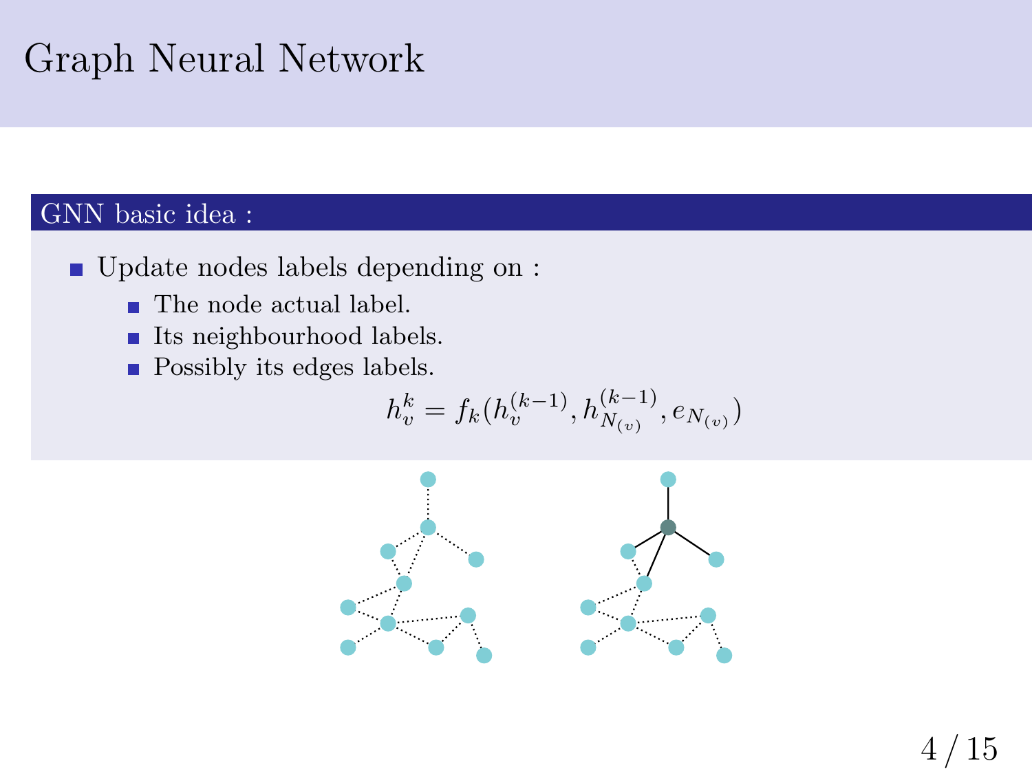# Graph Neural Network

**GNN basic idea :**

- Update nodes labels depending on :
  - The node actual label.
  - Its neighbourhood labels.
  - Possibly its edges labels.

$$h_v^k = f_k(h_v^{(k-1)}, h_{N_{(v)}}^{(k-1)}, e_{N_{(v)}})$$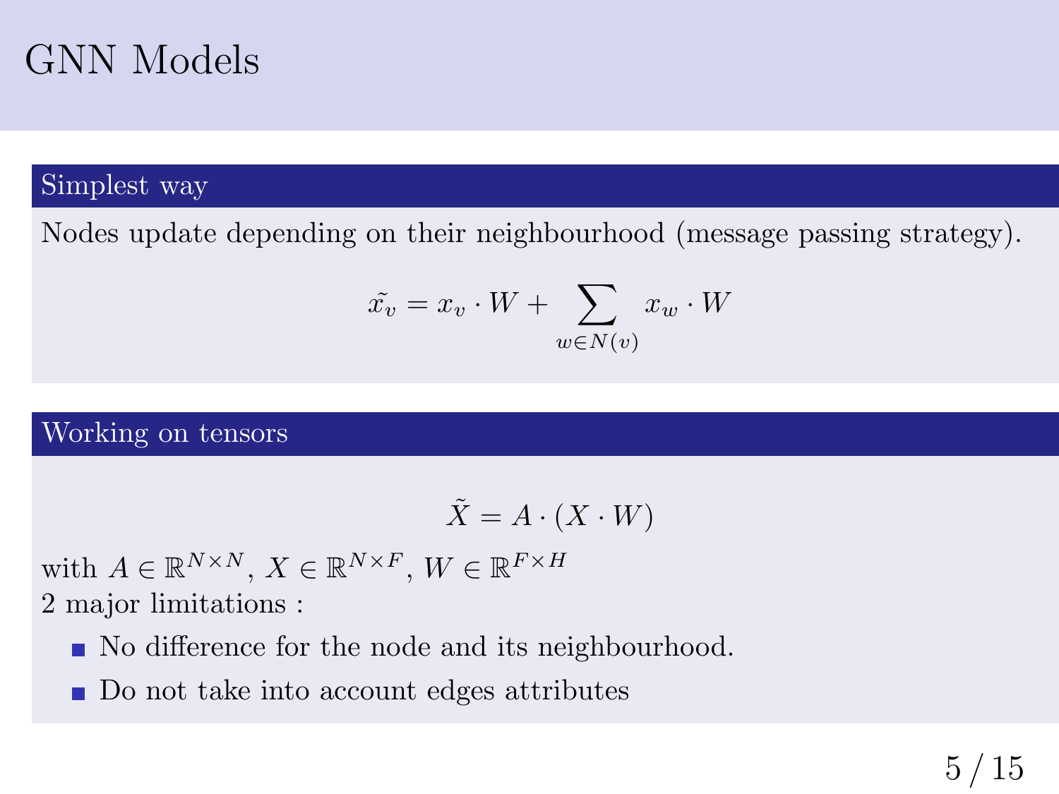# GNN Models

## Simplest way

Nodes update depending on their neighbourhood (message passing strategy).

$$\tilde{x_v} = x_v \cdot W + \sum_{w \in N(v)} x_w \cdot W$$

## Working on tensors

$$\tilde{X} = A \cdot (X \cdot W)$$

with $A \in \mathbb{R}^{N \times N}$, $X \in \mathbb{R}^{N \times F}$, $W \in \mathbb{R}^{F \times H}$

2 major limitations :

- No difference for the node and its neighbourhood.
- Do not take into account edges attributes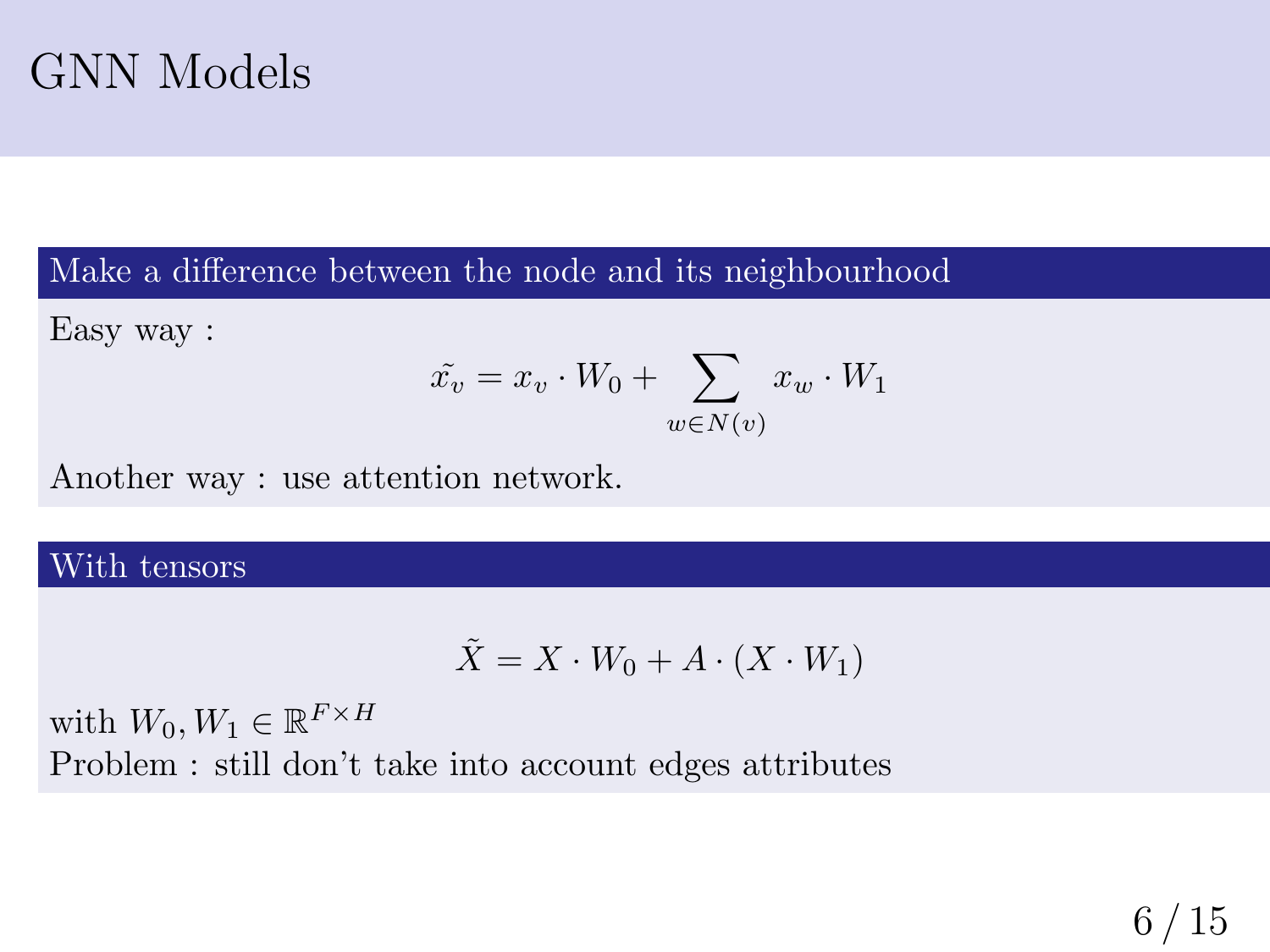# GNN Models

### Make a difference between the node and its neighbourhood

Easy way :

$$\tilde{x_v} = x_v \cdot W_0 + \sum_{w \in N(v)} x_w \cdot W_1$$

Another way : use attention network.

### With tensors

$$\tilde{X} = X \cdot W_0 + A \cdot (X \cdot W_1)$$

with $W_0, W_1 \in \mathbb{R}^{F \times H}$

Problem : still don't take into account edges attributes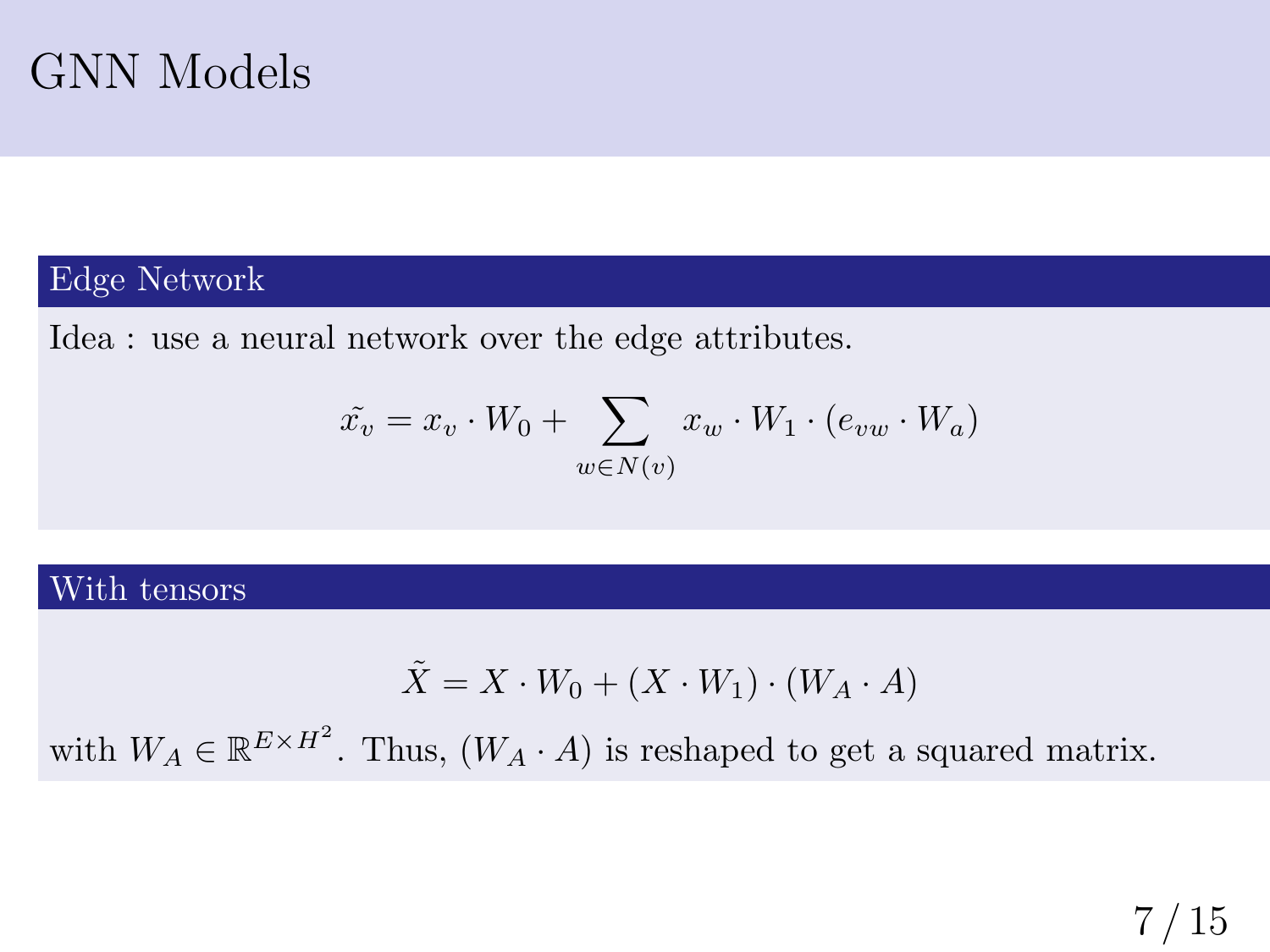# GNN Models

## Edge Network

Idea : use a neural network over the edge attributes.

$$\tilde{x_v} = x_v \cdot W_0 + \sum_{w \in N(v)} x_w \cdot W_1 \cdot (e_{vw} \cdot W_a)$$

## With tensors

$$\tilde{X} = X \cdot W_0 + (X \cdot W_1) \cdot (W_A \cdot A)$$

with $W_A \in \mathbb{R}^{E \times H^2}$. Thus, $(W_A \cdot A)$ is reshaped to get a squared matrix.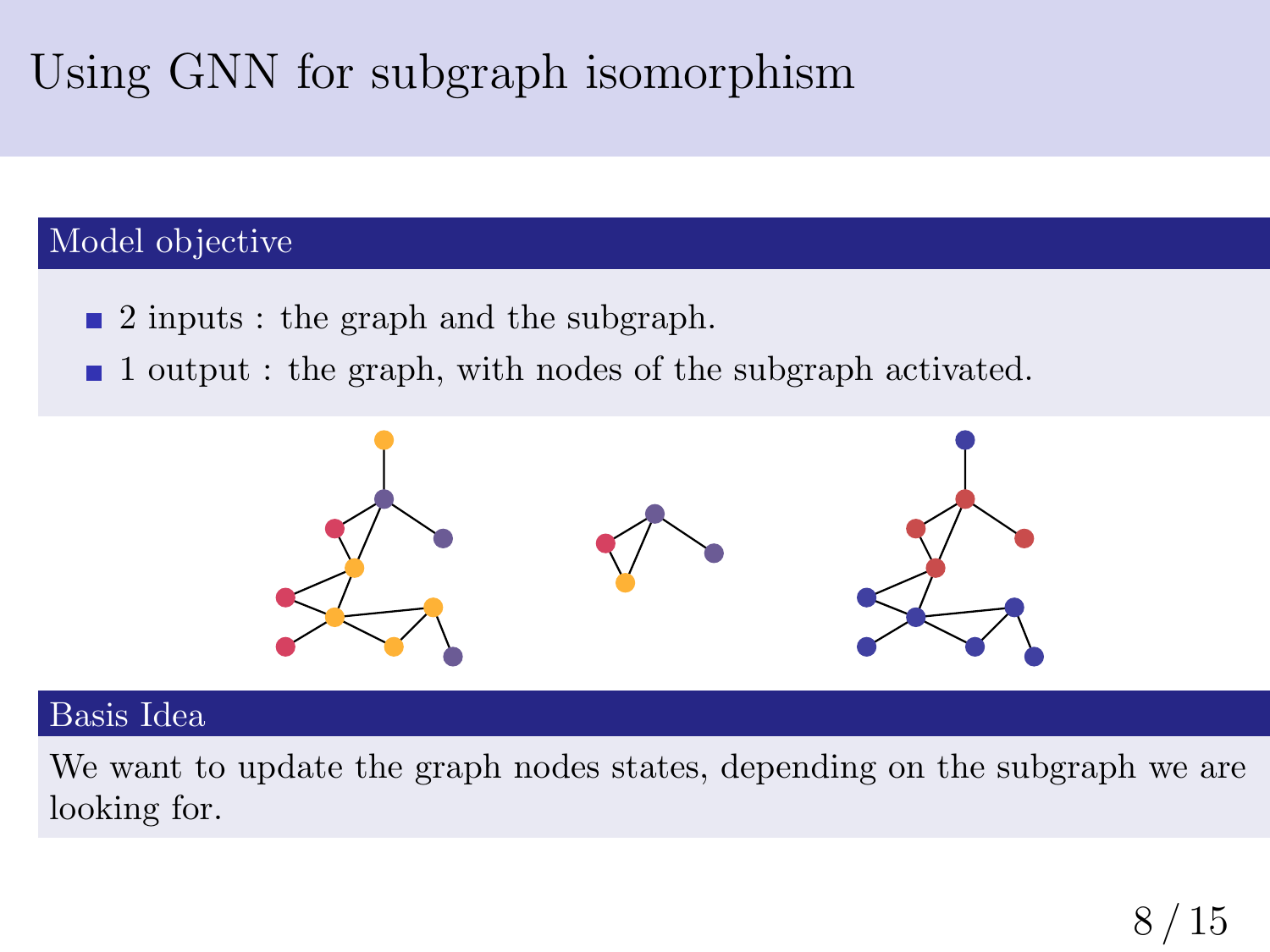# Using GNN for subgraph isomorphism

## Model objective

- 2 inputs : the graph and the subgraph.
- 1 output : the graph, with nodes of the subgraph activated.

## Basis Idea

We want to update the graph nodes states, depending on the subgraph we are looking for.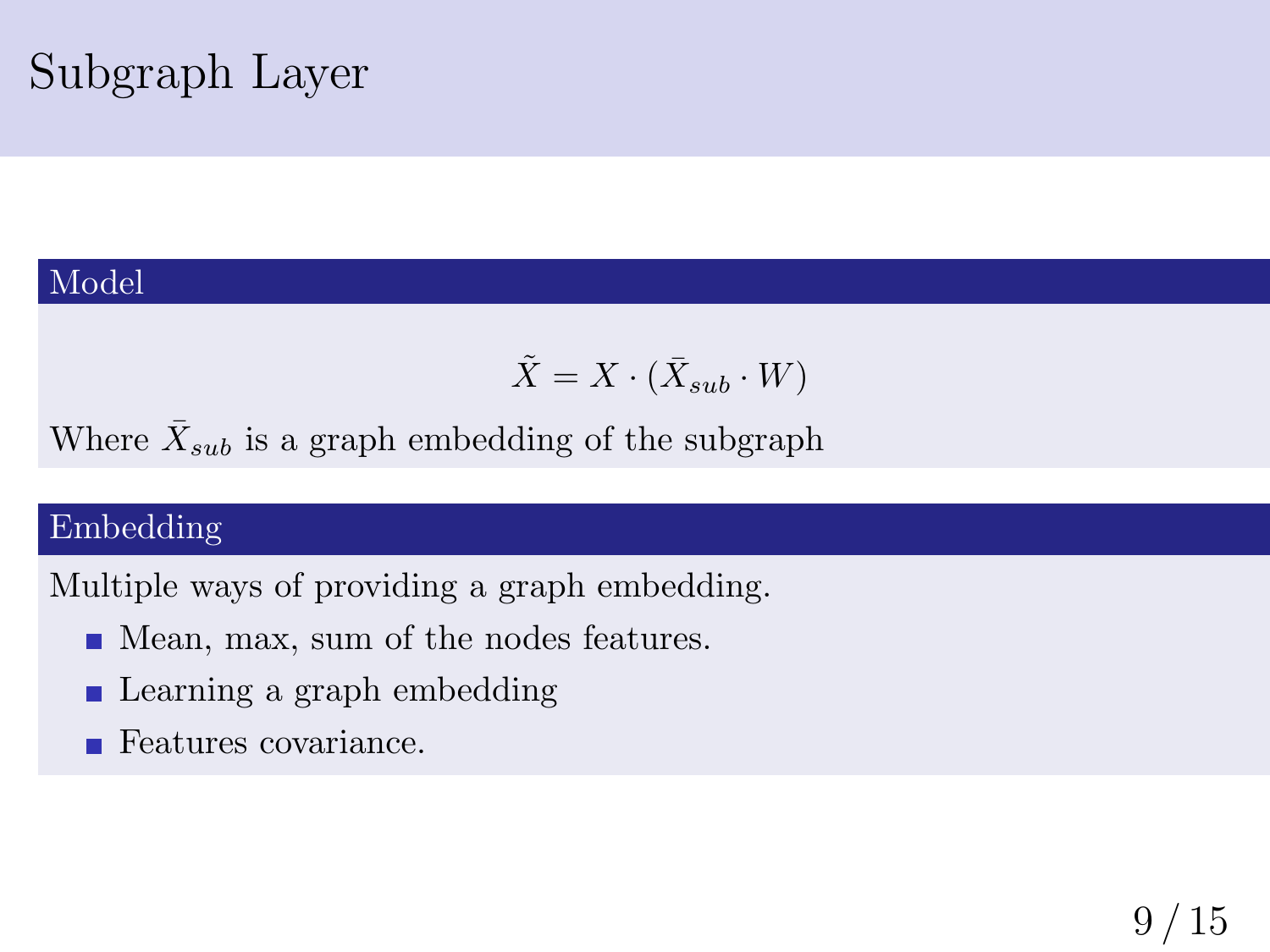# Subgraph Layer

## Model

$$\tilde{X} = X \cdot (\bar{X}_{sub} \cdot W)$$

Where $\bar{X}_{sub}$ is a graph embedding of the subgraph

## Embedding

Multiple ways of providing a graph embedding.

- Mean, max, sum of the nodes features.
- Learning a graph embedding
- Features covariance.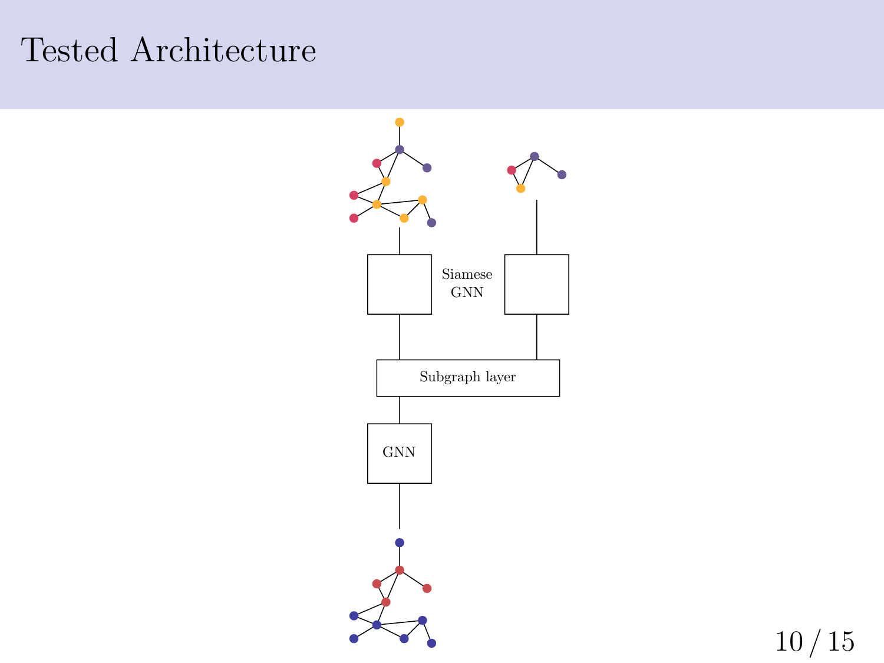# Tested Architecture

Siamese GNN

Subgraph layer

GNN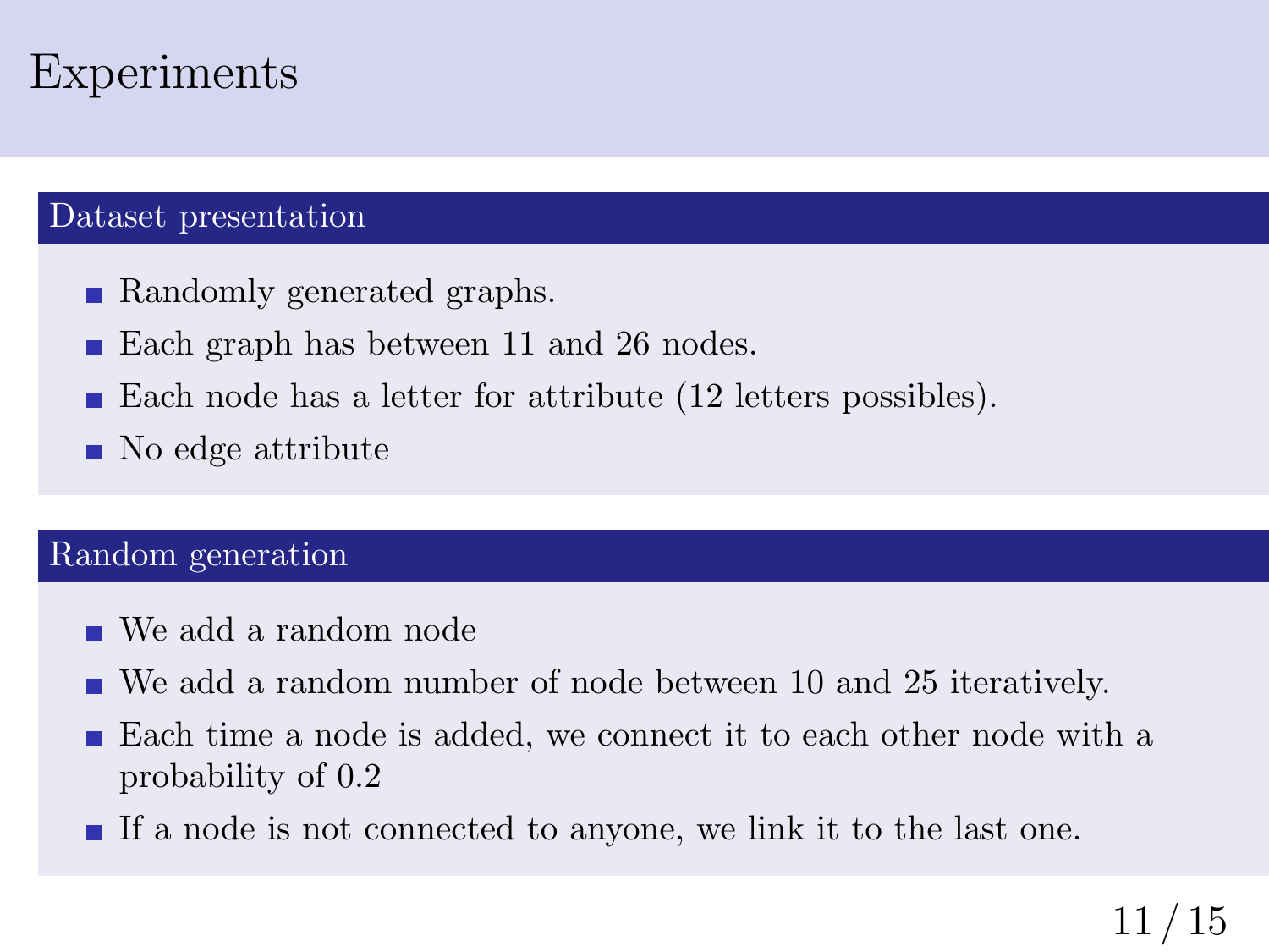# Experiments

## Dataset presentation

- Randomly generated graphs.
- Each graph has between 11 and 26 nodes.
- Each node has a letter for attribute (12 letters possibles).
- No edge attribute

## Random generation

- We add a random node
- We add a random number of node between 10 and 25 iteratively.
- Each time a node is added, we connect it to each other node with a probability of 0.2
- If a node is not connected to anyone, we link it to the last one.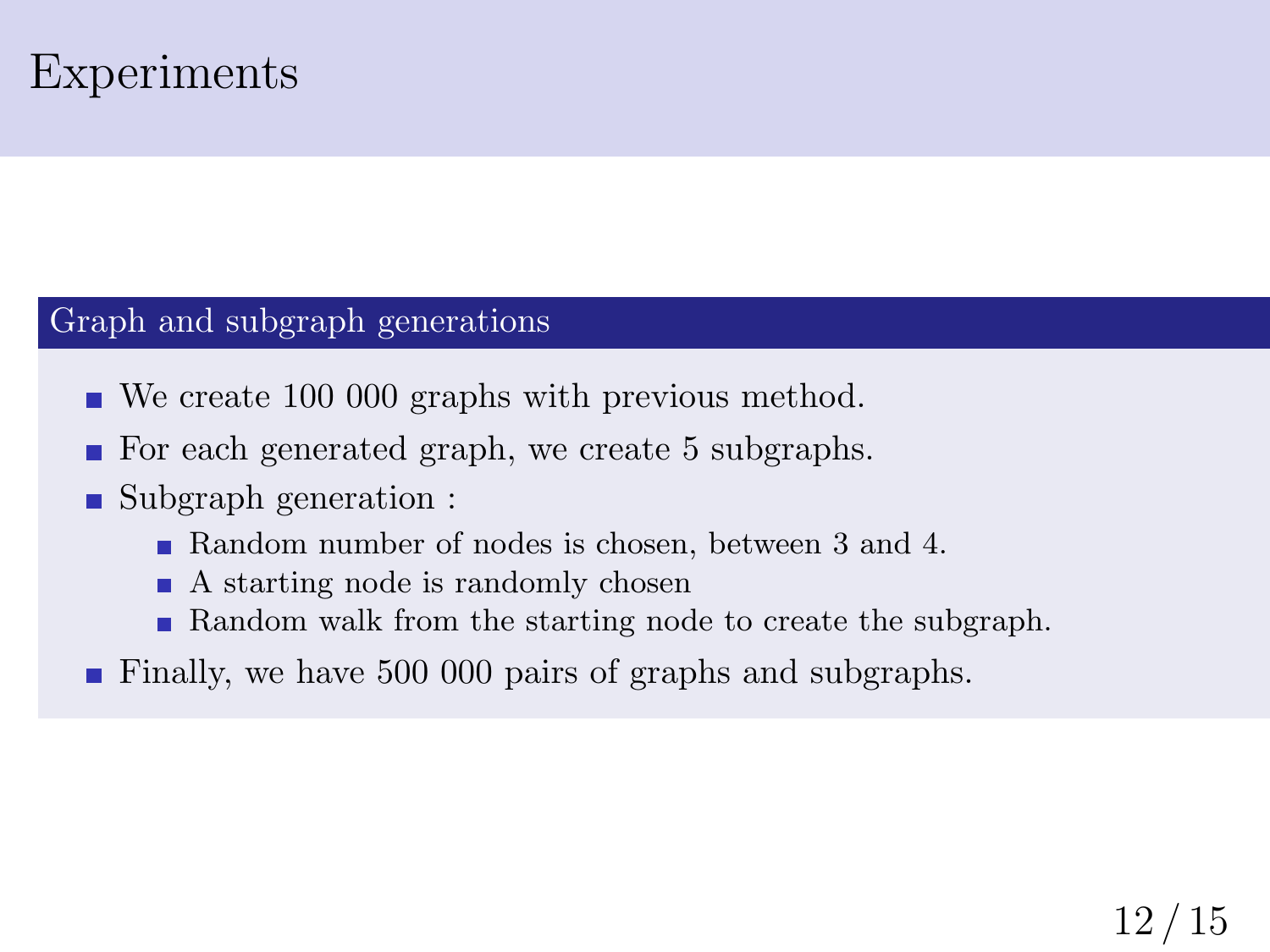# Experiments

## Graph and subgraph generations

- We create 100 000 graphs with previous method.
- For each generated graph, we create 5 subgraphs.
- Subgraph generation :
  - Random number of nodes is chosen, between 3 and 4.
  - A starting node is randomly chosen
  - Random walk from the starting node to create the subgraph.
- Finally, we have 500 000 pairs of graphs and subgraphs.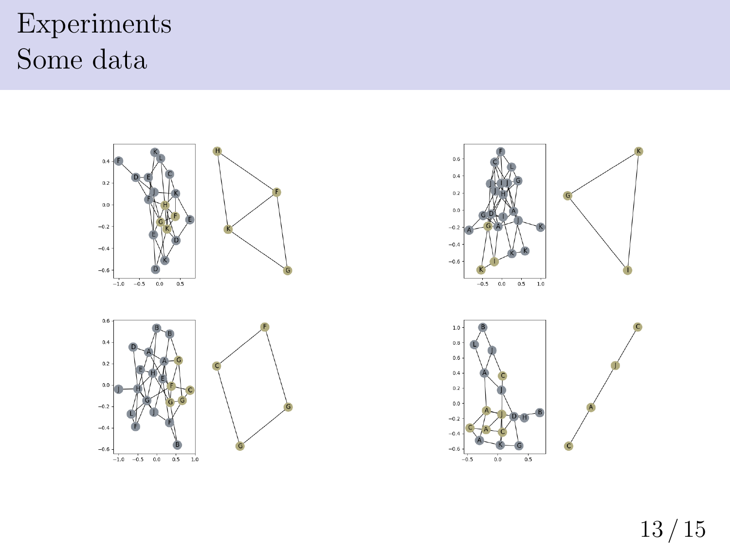# Experiments
## Some data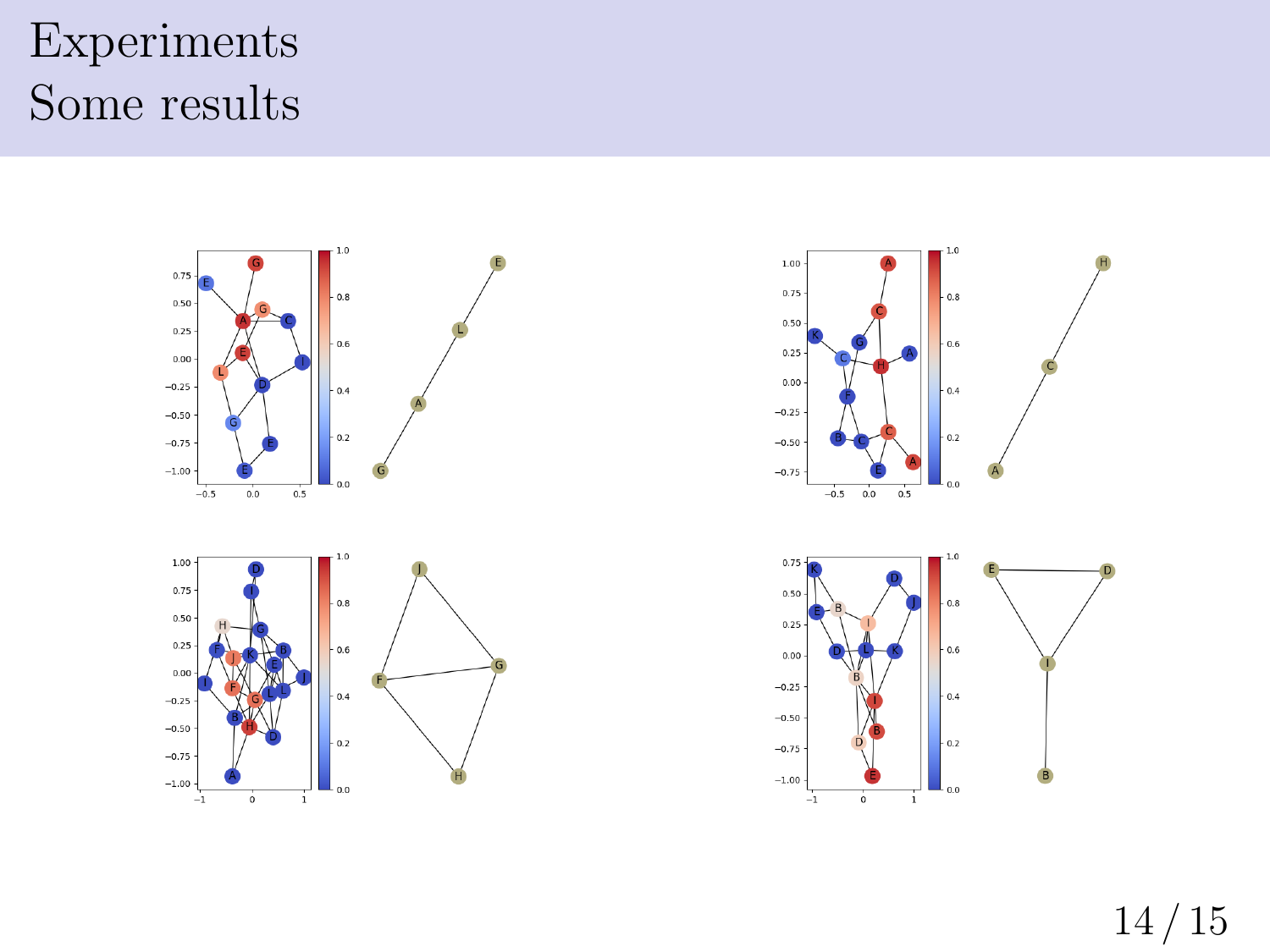# Experiments
## Some results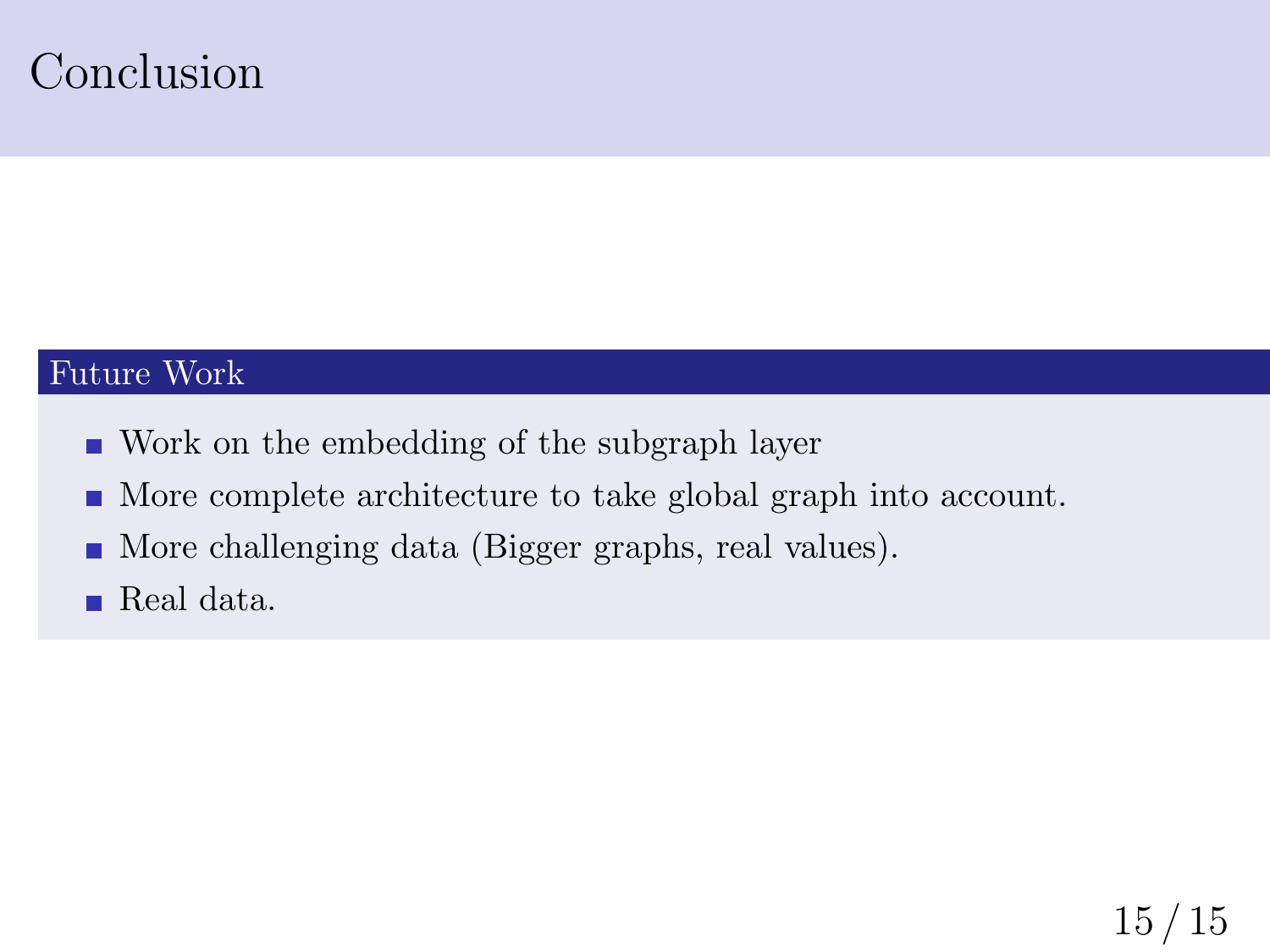# Conclusion

## Future Work

- Work on the embedding of the subgraph layer
- More complete architecture to take global graph into account.
- More challenging data (Bigger graphs, real values).
- Real data.